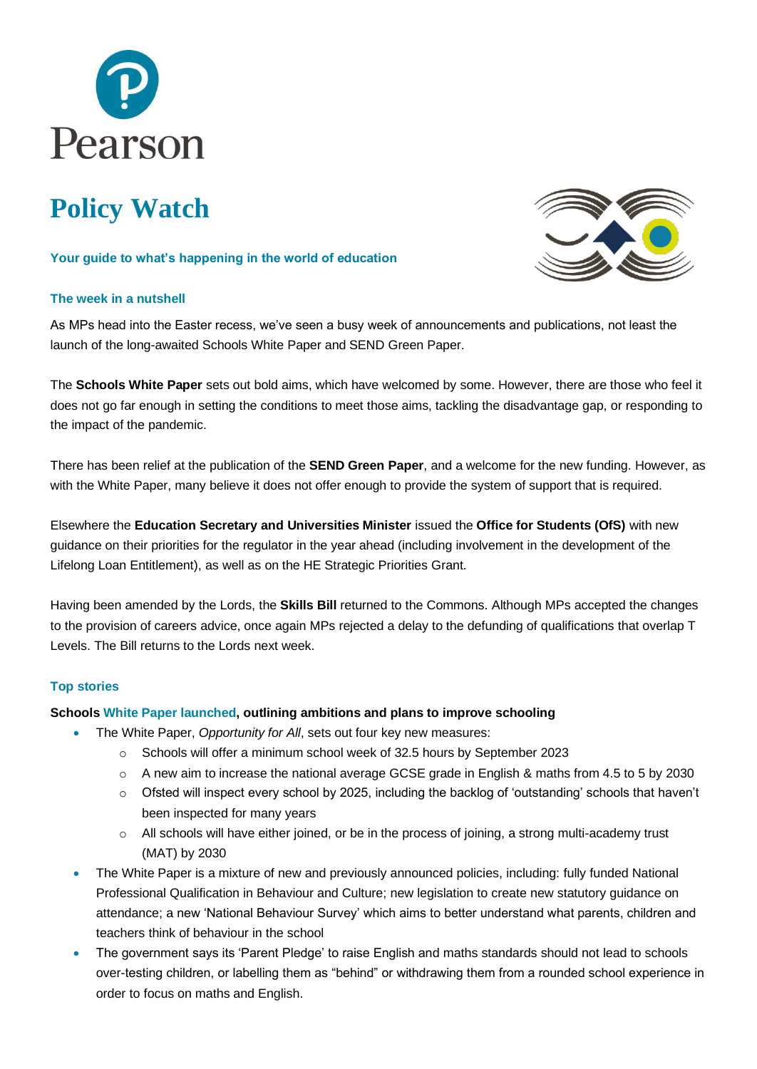Pearson

# Policy Watch

**Your guide to what's happening in the world of education**

## The week in a nutshell

As MPs head into the Easter recess, we've seen a busy week of announcements and publications, not least the launch of the long-awaited Schools White Paper and SEND Green Paper.

The **Schools White Paper** sets out bold aims, which have welcomed by some. However, there are those who feel it does not go far enough in setting the conditions to meet those aims, tackling the disadvantage gap, or responding to the impact of the pandemic.

There has been relief at the publication of the **SEND Green Paper**, and a welcome for the new funding. However, as with the White Paper, many believe it does not offer enough to provide the system of support that is required.

Elsewhere the **Education Secretary and Universities Minister** issued the **Office for Students (OfS)** with new guidance on their priorities for the regulator in the year ahead (including involvement in the development of the Lifelong Loan Entitlement), as well as on the HE Strategic Priorities Grant.

Having been amended by the Lords, the **Skills Bill** returned to the Commons. Although MPs accepted the changes to the provision of careers advice, once again MPs rejected a delay to the defunding of qualifications that overlap T Levels. The Bill returns to the Lords next week.

## Top stories

**Schools White Paper launched, outlining ambitions and plans to improve schooling**

- The White Paper, *Opportunity for All*, sets out four key new measures:
  - Schools will offer a minimum school week of 32.5 hours by September 2023
  - A new aim to increase the national average GCSE grade in English & maths from 4.5 to 5 by 2030
  - Ofsted will inspect every school by 2025, including the backlog of 'outstanding' schools that haven't been inspected for many years
  - All schools will have either joined, or be in the process of joining, a strong multi-academy trust (MAT) by 2030
- The White Paper is a mixture of new and previously announced policies, including: fully funded National Professional Qualification in Behaviour and Culture; new legislation to create new statutory guidance on attendance; a new 'National Behaviour Survey' which aims to better understand what parents, children and teachers think of behaviour in the school
- The government says its 'Parent Pledge' to raise English and maths standards should not lead to schools over-testing children, or labelling them as "behind" or withdrawing them from a rounded school experience in order to focus on maths and English.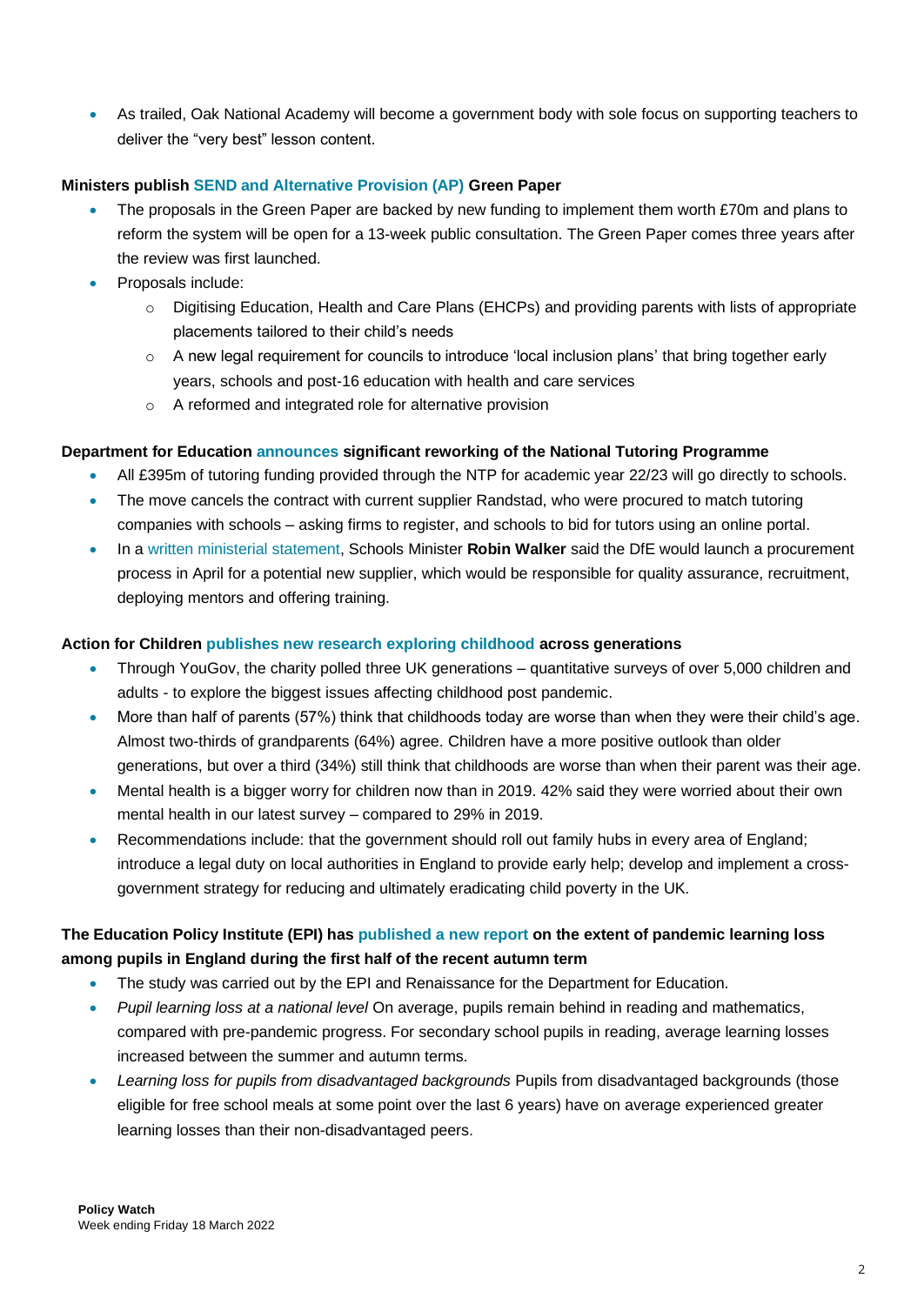- As trailed, Oak National Academy will become a government body with sole focus on supporting teachers to deliver the "very best" lesson content.

**Ministers publish SEND and Alternative Provision (AP) Green Paper**

- The proposals in the Green Paper are backed by new funding to implement them worth £70m and plans to reform the system will be open for a 13-week public consultation. The Green Paper comes three years after the review was first launched.
- Proposals include:
    - Digitising Education, Health and Care Plans (EHCPs) and providing parents with lists of appropriate placements tailored to their child's needs
    - A new legal requirement for councils to introduce 'local inclusion plans' that bring together early years, schools and post-16 education with health and care services
    - A reformed and integrated role for alternative provision

**Department for Education announces significant reworking of the National Tutoring Programme**

- All £395m of tutoring funding provided through the NTP for academic year 22/23 will go directly to schools.
- The move cancels the contract with current supplier Randstad, who were procured to match tutoring companies with schools – asking firms to register, and schools to bid for tutors using an online portal.
- In a written ministerial statement, Schools Minister **Robin Walker** said the DfE would launch a procurement process in April for a potential new supplier, which would be responsible for quality assurance, recruitment, deploying mentors and offering training.

**Action for Children publishes new research exploring childhood across generations**

- Through YouGov, the charity polled three UK generations – quantitative surveys of over 5,000 children and adults - to explore the biggest issues affecting childhood post pandemic.
- More than half of parents (57%) think that childhoods today are worse than when they were their child's age. Almost two-thirds of grandparents (64%) agree. Children have a more positive outlook than older generations, but over a third (34%) still think that childhoods are worse than when their parent was their age.
- Mental health is a bigger worry for children now than in 2019. 42% said they were worried about their own mental health in our latest survey – compared to 29% in 2019.
- Recommendations include: that the government should roll out family hubs in every area of England; introduce a legal duty on local authorities in England to provide early help; develop and implement a cross-government strategy for reducing and ultimately eradicating child poverty in the UK.

**The Education Policy Institute (EPI) has published a new report on the extent of pandemic learning loss among pupils in England during the first half of the recent autumn term**

- The study was carried out by the EPI and Renaissance for the Department for Education.
- *Pupil learning loss at a national level* On average, pupils remain behind in reading and mathematics, compared with pre-pandemic progress. For secondary school pupils in reading, average learning losses increased between the summer and autumn terms.
- *Learning loss for pupils from disadvantaged backgrounds* Pupils from disadvantaged backgrounds (those eligible for free school meals at some point over the last 6 years) have on average experienced greater learning losses than their non-disadvantaged peers.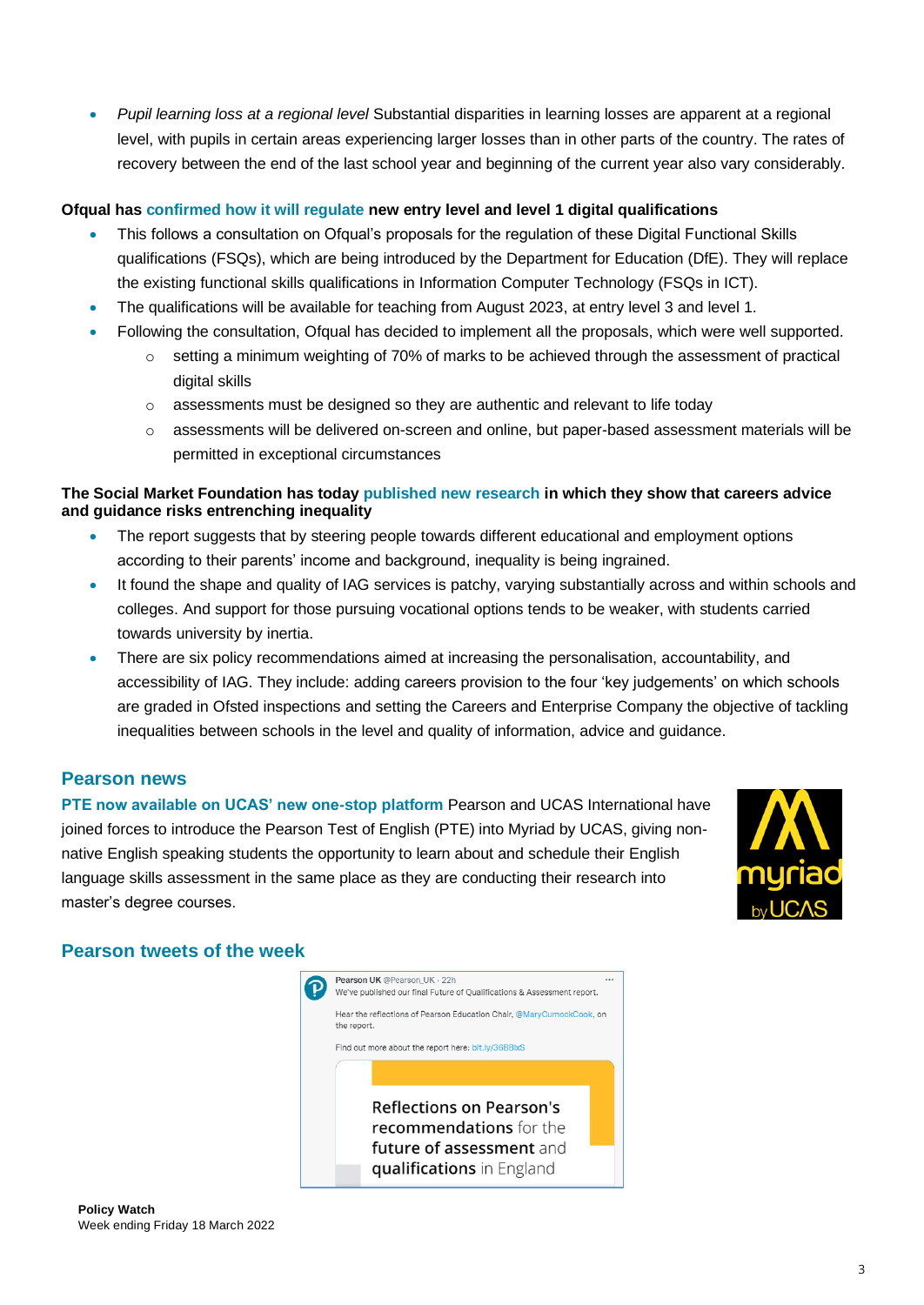- *Pupil learning loss at a regional level* Substantial disparities in learning losses are apparent at a regional level, with pupils in certain areas experiencing larger losses than in other parts of the country. The rates of recovery between the end of the last school year and beginning of the current year also vary considerably.

**Ofqual has confirmed how it will regulate new entry level and level 1 digital qualifications**

- This follows a consultation on Ofqual's proposals for the regulation of these Digital Functional Skills qualifications (FSQs), which are being introduced by the Department for Education (DfE). They will replace the existing functional skills qualifications in Information Computer Technology (FSQs in ICT).
- The qualifications will be available for teaching from August 2023, at entry level 3 and level 1.
- Following the consultation, Ofqual has decided to implement all the proposals, which were well supported.
    - setting a minimum weighting of 70% of marks to be achieved through the assessment of practical digital skills
    - assessments must be designed so they are authentic and relevant to life today
    - assessments will be delivered on-screen and online, but paper-based assessment materials will be permitted in exceptional circumstances

**The Social Market Foundation has today published new research in which they show that careers advice and guidance risks entrenching inequality**

- The report suggests that by steering people towards different educational and employment options according to their parents' income and background, inequality is being ingrained.
- It found the shape and quality of IAG services is patchy, varying substantially across and within schools and colleges. And support for those pursuing vocational options tends to be weaker, with students carried towards university by inertia.
- There are six policy recommendations aimed at increasing the personalisation, accountability, and accessibility of IAG. They include: adding careers provision to the four 'key judgements' on which schools are graded in Ofsted inspections and setting the Careers and Enterprise Company the objective of tackling inequalities between schools in the level and quality of information, advice and guidance.

## Pearson news

**PTE now available on UCAS' new one-stop platform** Pearson and UCAS International have joined forces to introduce the Pearson Test of English (PTE) into Myriad by UCAS, giving non-native English speaking students the opportunity to learn about and schedule their English language skills assessment in the same place as they are conducting their research into master's degree courses.

## Pearson tweets of the week

Pearson UK @Pearson_UK · 22h
We've published our final Future of Qualifications & Assessment report.

Hear the reflections of Pearson Education Chair, @MaryCurnockCook, on the report.

Find out more about the report here: bit.ly/36BBlxS

Reflections on Pearson's recommendations for the future of assessment and qualifications in England

**Policy Watch**
Week ending Friday 18 March 2022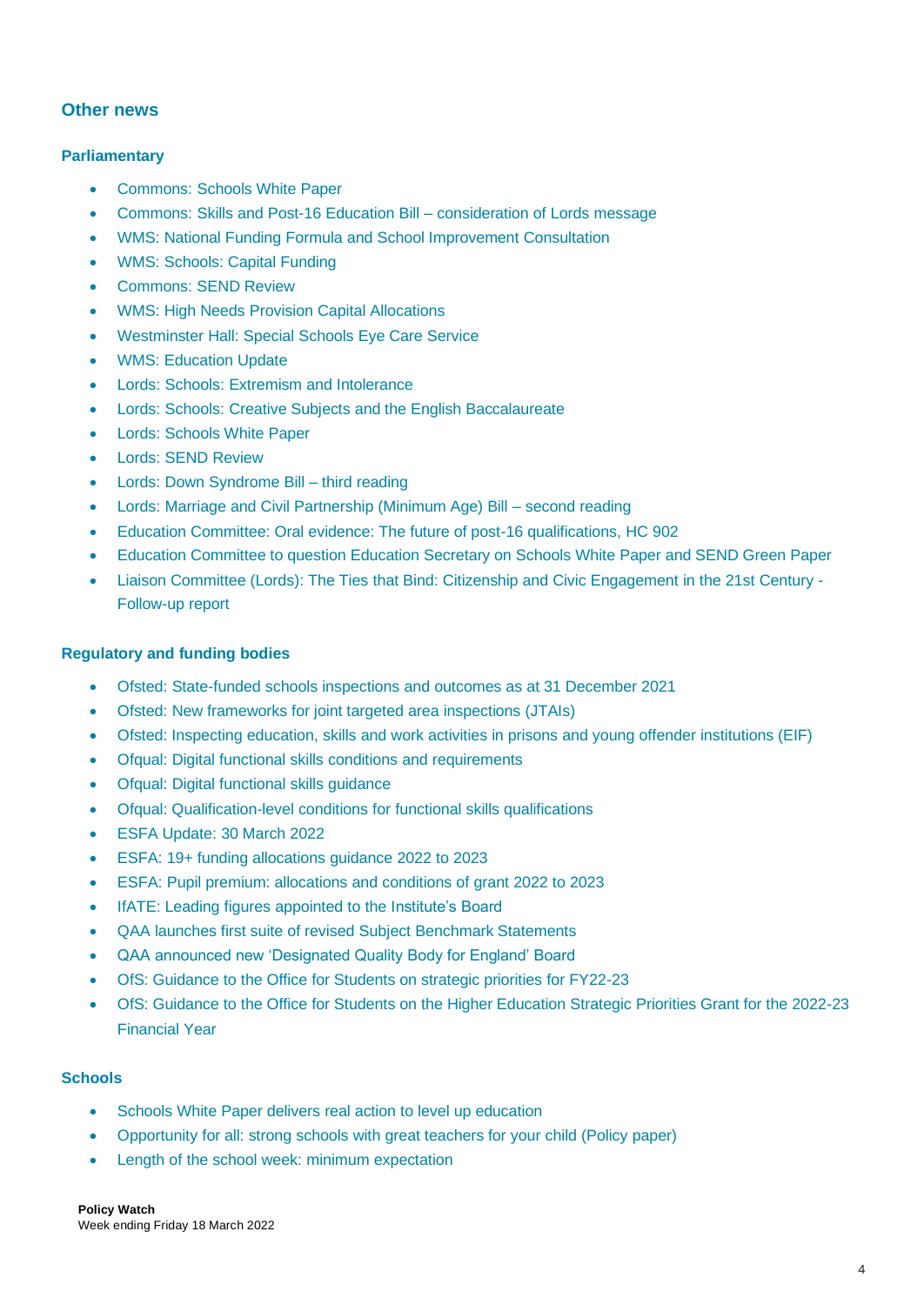## Other news

### Parliamentary

- Commons: Schools White Paper
- Commons: Skills and Post-16 Education Bill – consideration of Lords message
- WMS: National Funding Formula and School Improvement Consultation
- WMS: Schools: Capital Funding
- Commons: SEND Review
- WMS: High Needs Provision Capital Allocations
- Westminster Hall: Special Schools Eye Care Service
- WMS: Education Update
- Lords: Schools: Extremism and Intolerance
- Lords: Schools: Creative Subjects and the English Baccalaureate
- Lords: Schools White Paper
- Lords: SEND Review
- Lords: Down Syndrome Bill – third reading
- Lords: Marriage and Civil Partnership (Minimum Age) Bill – second reading
- Education Committee: Oral evidence: The future of post-16 qualifications, HC 902
- Education Committee to question Education Secretary on Schools White Paper and SEND Green Paper
- Liaison Committee (Lords): The Ties that Bind: Citizenship and Civic Engagement in the 21st Century - Follow-up report

### Regulatory and funding bodies

- Ofsted: State-funded schools inspections and outcomes as at 31 December 2021
- Ofsted: New frameworks for joint targeted area inspections (JTAIs)
- Ofsted: Inspecting education, skills and work activities in prisons and young offender institutions (EIF)
- Ofqual: Digital functional skills conditions and requirements
- Ofqual: Digital functional skills guidance
- Ofqual: Qualification-level conditions for functional skills qualifications
- ESFA Update: 30 March 2022
- ESFA: 19+ funding allocations guidance 2022 to 2023
- ESFA: Pupil premium: allocations and conditions of grant 2022 to 2023
- IfATE: Leading figures appointed to the Institute's Board
- QAA launches first suite of revised Subject Benchmark Statements
- QAA announced new 'Designated Quality Body for England' Board
- OfS: Guidance to the Office for Students on strategic priorities for FY22-23
- OfS: Guidance to the Office for Students on the Higher Education Strategic Priorities Grant for the 2022-23 Financial Year

### Schools

- Schools White Paper delivers real action to level up education
- Opportunity for all: strong schools with great teachers for your child (Policy paper)
- Length of the school week: minimum expectation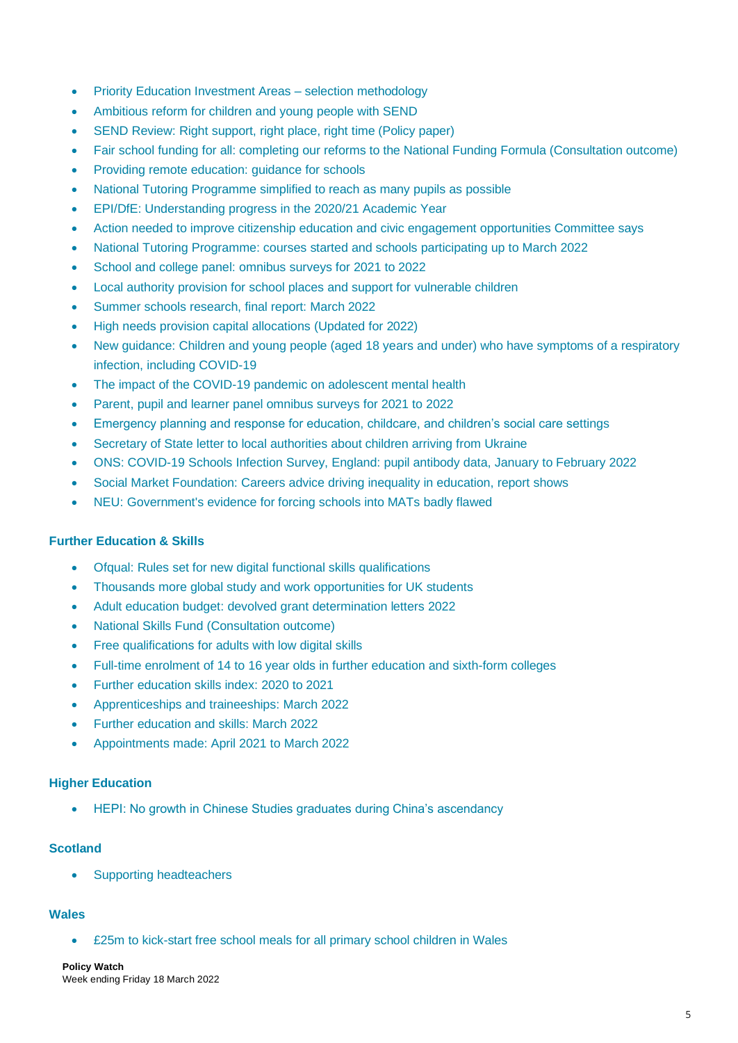- Priority Education Investment Areas – selection methodology
- Ambitious reform for children and young people with SEND
- SEND Review: Right support, right place, right time (Policy paper)
- Fair school funding for all: completing our reforms to the National Funding Formula (Consultation outcome)
- Providing remote education: guidance for schools
- National Tutoring Programme simplified to reach as many pupils as possible
- EPI/DfE: Understanding progress in the 2020/21 Academic Year
- Action needed to improve citizenship education and civic engagement opportunities Committee says
- National Tutoring Programme: courses started and schools participating up to March 2022
- School and college panel: omnibus surveys for 2021 to 2022
- Local authority provision for school places and support for vulnerable children
- Summer schools research, final report: March 2022
- High needs provision capital allocations (Updated for 2022)
- New guidance: Children and young people (aged 18 years and under) who have symptoms of a respiratory infection, including COVID-19
- The impact of the COVID-19 pandemic on adolescent mental health
- Parent, pupil and learner panel omnibus surveys for 2021 to 2022
- Emergency planning and response for education, childcare, and children's social care settings
- Secretary of State letter to local authorities about children arriving from Ukraine
- ONS: COVID-19 Schools Infection Survey, England: pupil antibody data, January to February 2022
- Social Market Foundation: Careers advice driving inequality in education, report shows
- NEU: Government's evidence for forcing schools into MATs badly flawed

### Further Education & Skills

- Ofqual: Rules set for new digital functional skills qualifications
- Thousands more global study and work opportunities for UK students
- Adult education budget: devolved grant determination letters 2022
- National Skills Fund (Consultation outcome)
- Free qualifications for adults with low digital skills
- Full-time enrolment of 14 to 16 year olds in further education and sixth-form colleges
- Further education skills index: 2020 to 2021
- Apprenticeships and traineeships: March 2022
- Further education and skills: March 2022
- Appointments made: April 2021 to March 2022

### Higher Education

- HEPI: No growth in Chinese Studies graduates during China's ascendancy

### Scotland

- Supporting headteachers

### Wales

- £25m to kick-start free school meals for all primary school children in Wales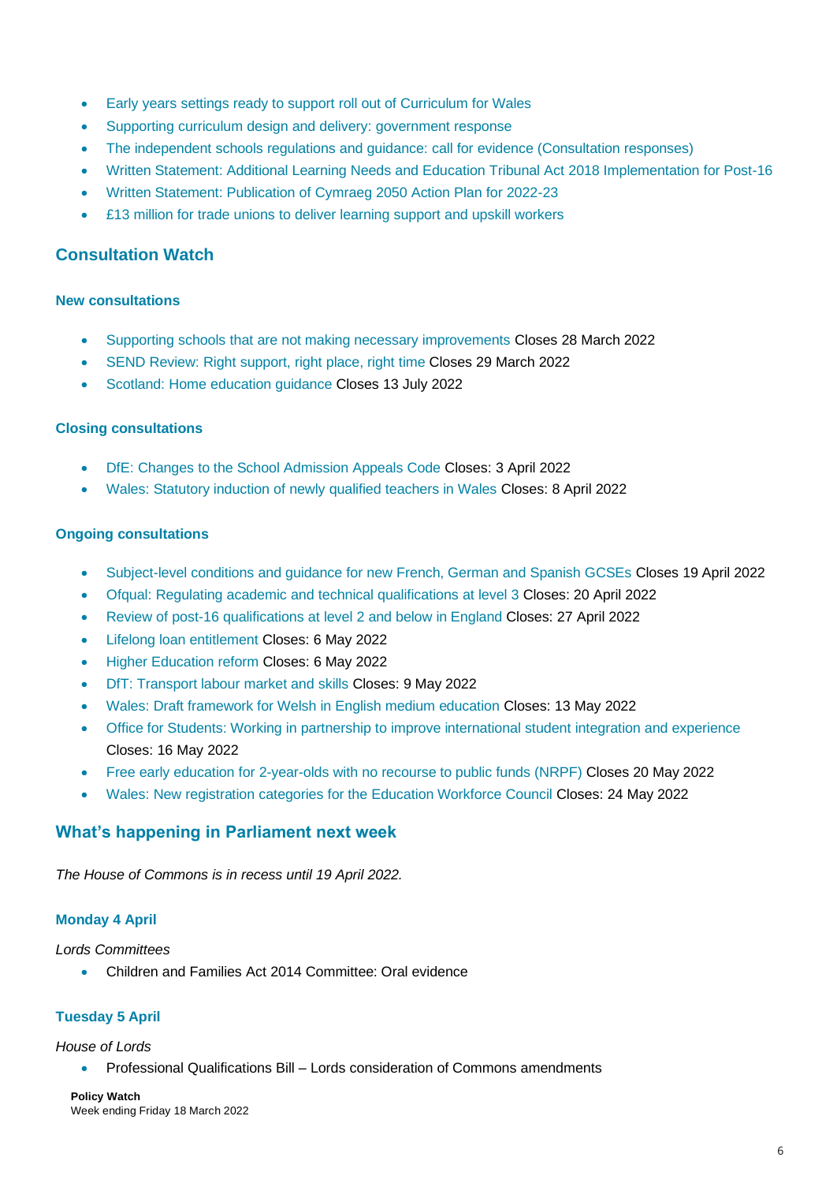- Early years settings ready to support roll out of Curriculum for Wales
- Supporting curriculum design and delivery: government response
- The independent schools regulations and guidance: call for evidence (Consultation responses)
- Written Statement: Additional Learning Needs and Education Tribunal Act 2018 Implementation for Post-16
- Written Statement: Publication of Cymraeg 2050 Action Plan for 2022-23
- £13 million for trade unions to deliver learning support and upskill workers

## Consultation Watch

### New consultations

- Supporting schools that are not making necessary improvements Closes 28 March 2022
- SEND Review: Right support, right place, right time Closes 29 March 2022
- Scotland: Home education guidance Closes 13 July 2022

### Closing consultations

- DfE: Changes to the School Admission Appeals Code Closes: 3 April 2022
- Wales: Statutory induction of newly qualified teachers in Wales Closes: 8 April 2022

### Ongoing consultations

- Subject-level conditions and guidance for new French, German and Spanish GCSEs Closes 19 April 2022
- Ofqual: Regulating academic and technical qualifications at level 3 Closes: 20 April 2022
- Review of post-16 qualifications at level 2 and below in England Closes: 27 April 2022
- Lifelong loan entitlement Closes: 6 May 2022
- Higher Education reform Closes: 6 May 2022
- DfT: Transport labour market and skills Closes: 9 May 2022
- Wales: Draft framework for Welsh in English medium education Closes: 13 May 2022
- Office for Students: Working in partnership to improve international student integration and experience Closes: 16 May 2022
- Free early education for 2-year-olds with no recourse to public funds (NRPF) Closes 20 May 2022
- Wales: New registration categories for the Education Workforce Council Closes: 24 May 2022

## What's happening in Parliament next week

*The House of Commons is in recess until 19 April 2022.*

### Monday 4 April

*Lords Committees*

- Children and Families Act 2014 Committee: Oral evidence

### Tuesday 5 April

*House of Lords*

- Professional Qualifications Bill – Lords consideration of Commons amendments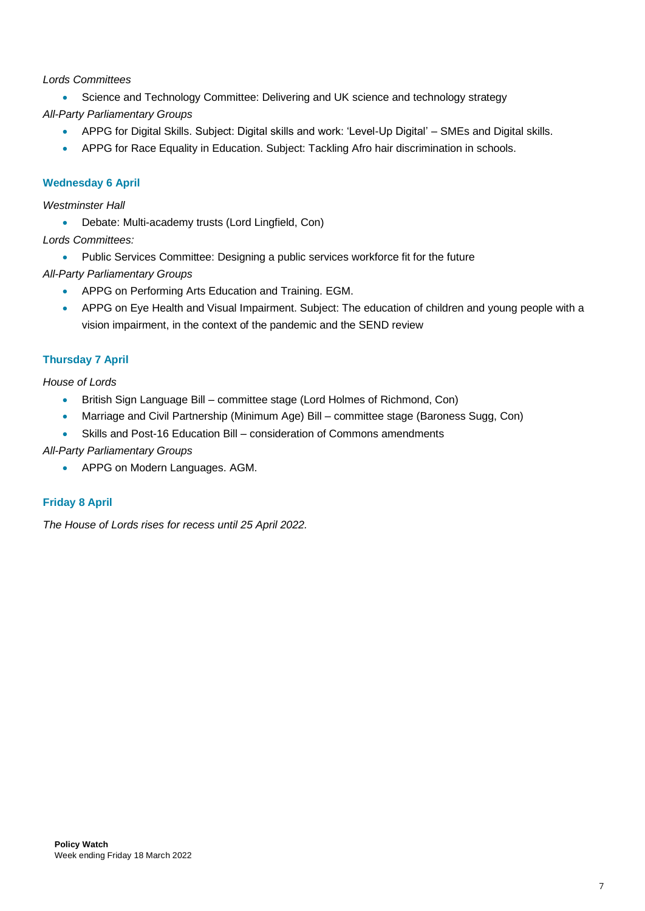*Lords Committees*

- Science and Technology Committee: Delivering and UK science and technology strategy

*All-Party Parliamentary Groups*

- APPG for Digital Skills. Subject: Digital skills and work: 'Level-Up Digital' – SMEs and Digital skills.
- APPG for Race Equality in Education. Subject: Tackling Afro hair discrimination in schools.

### Wednesday 6 April

*Westminster Hall*

- Debate: Multi-academy trusts (Lord Lingfield, Con)

*Lords Committees:*

- Public Services Committee: Designing a public services workforce fit for the future

*All-Party Parliamentary Groups*

- APPG on Performing Arts Education and Training. EGM.
- APPG on Eye Health and Visual Impairment. Subject: The education of children and young people with a vision impairment, in the context of the pandemic and the SEND review

### Thursday 7 April

*House of Lords*

- British Sign Language Bill – committee stage (Lord Holmes of Richmond, Con)
- Marriage and Civil Partnership (Minimum Age) Bill – committee stage (Baroness Sugg, Con)
- Skills and Post-16 Education Bill – consideration of Commons amendments

*All-Party Parliamentary Groups*

- APPG on Modern Languages. AGM.

### Friday 8 April

*The House of Lords rises for recess until 25 April 2022.*